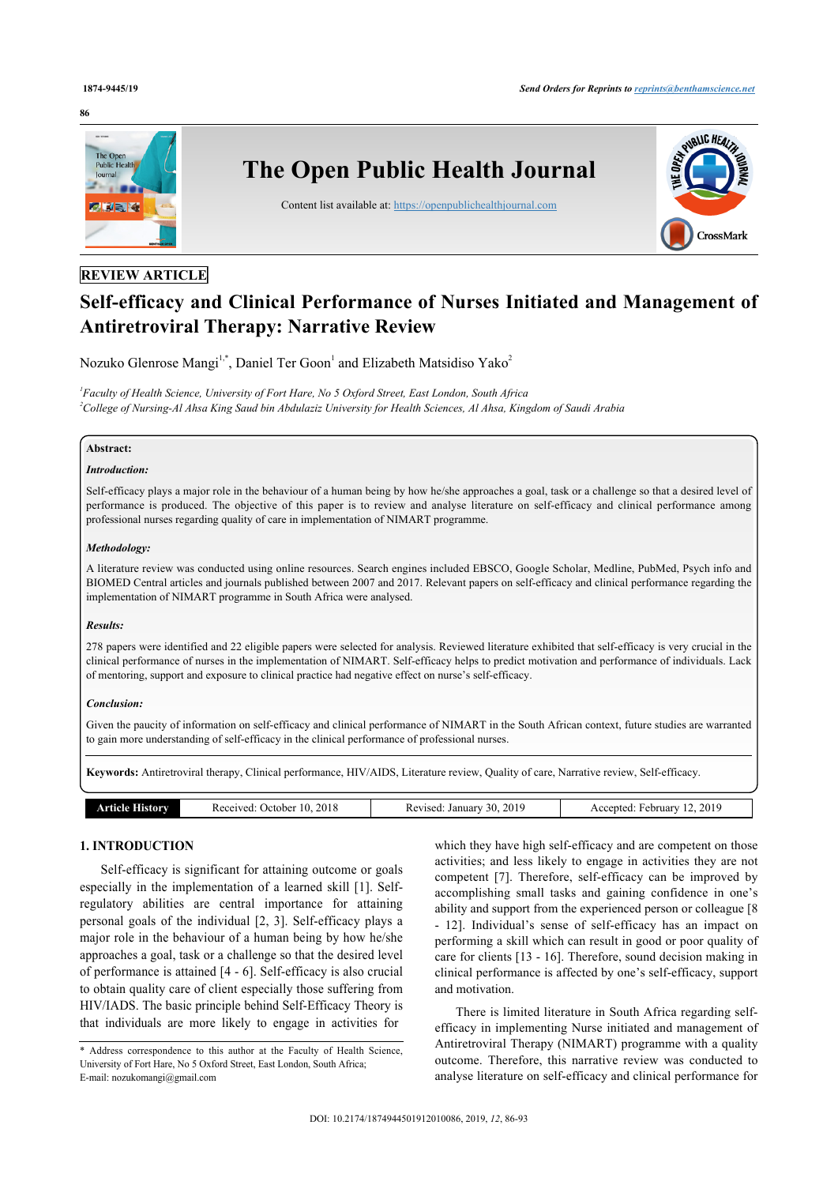REVIEW ARTICLE

# Self-efficacy and Clinical Performance of Nurses Initiated and Management of Antiretroviral Therapy: Narrative Review

Nozuko Glenrose Mangi[1,*], Daniel Ter Goon[1] and Elizabeth Matsidiso Yako[2]

[1] *Faculty of Health Science, University of Fort Hare, No 5 Oxford Street, East London, South Africa*
[2] *College of Nursing-Al Ahsa King Saud bin Abdulaziz University for Health Sciences, Al Ahsa, Kingdom of Saudi Arabia*

**Abstract:**

***Introduction:***

Self-efficacy plays a major role in the behaviour of a human being by how he/she approaches a goal, task or a challenge so that a desired level of performance is produced. The objective of this paper is to review and analyse literature on self-efficacy and clinical performance among professional nurses regarding quality of care in implementation of NIMART programme.

***Methodology:***

A literature review was conducted using online resources. Search engines included EBSCO, Google Scholar, Medline, PubMed, Psych info and BIOMED Central articles and journals published between 2007 and 2017. Relevant papers on self-efficacy and clinical performance regarding the implementation of NIMART programme in South Africa were analysed.

***Results:***

278 papers were identified and 22 eligible papers were selected for analysis. Reviewed literature exhibited that self-efficacy is very crucial in the clinical performance of nurses in the implementation of NIMART. Self-efficacy helps to predict motivation and performance of individuals. Lack of mentoring, support and exposure to clinical practice had negative effect on nurse's self-efficacy.

***Conclusion:***

Given the paucity of information on self-efficacy and clinical performance of NIMART in the South African context, future studies are warranted to gain more understanding of self-efficacy in the clinical performance of professional nurses.

**Keywords:** Antiretroviral therapy, Clinical performance, HIV/AIDS, Literature review, Quality of care, Narrative review, Self-efficacy.

| Article History | Received: October 10, 2018 | Revised: January 30, 2019 | Accepted: February 12, 2019 |
|---|---|---|---|

## 1. INTRODUCTION

Self-efficacy is significant for attaining outcome or goals especially in the implementation of a learned skill [1]. Self-regulatory abilities are central importance for attaining personal goals of the individual [2, 3]. Self-efficacy plays a major role in the behaviour of a human being by how he/she approaches a goal, task or a challenge so that the desired level of performance is attained [4 - 6]. Self-efficacy is also crucial to obtain quality care of client especially those suffering from HIV/IADS. The basic principle behind Self-Efficacy Theory is that individuals are more likely to engage in activities for which they have high self-efficacy and are competent on those activities; and less likely to engage in activities they are not competent [7]. Therefore, self-efficacy can be improved by accomplishing small tasks and gaining confidence in one's ability and support from the experienced person or colleague [8 - 12]. Individual's sense of self-efficacy has an impact on performing a skill which can result in good or poor quality of care for clients [13 - 16]. Therefore, sound decision making in clinical performance is affected by one's self-efficacy, support and motivation.

There is limited literature in South Africa regarding self-efficacy in implementing Nurse initiated and management of Antiretroviral Therapy (NIMART) programme with a quality outcome. Therefore, this narrative review was conducted to analyse literature on self-efficacy and clinical performance for

\* Address correspondence to this author at the Faculty of Health Science, University of Fort Hare, No 5 Oxford Street, East London, South Africa; E-mail: nozukomangi@gmail.com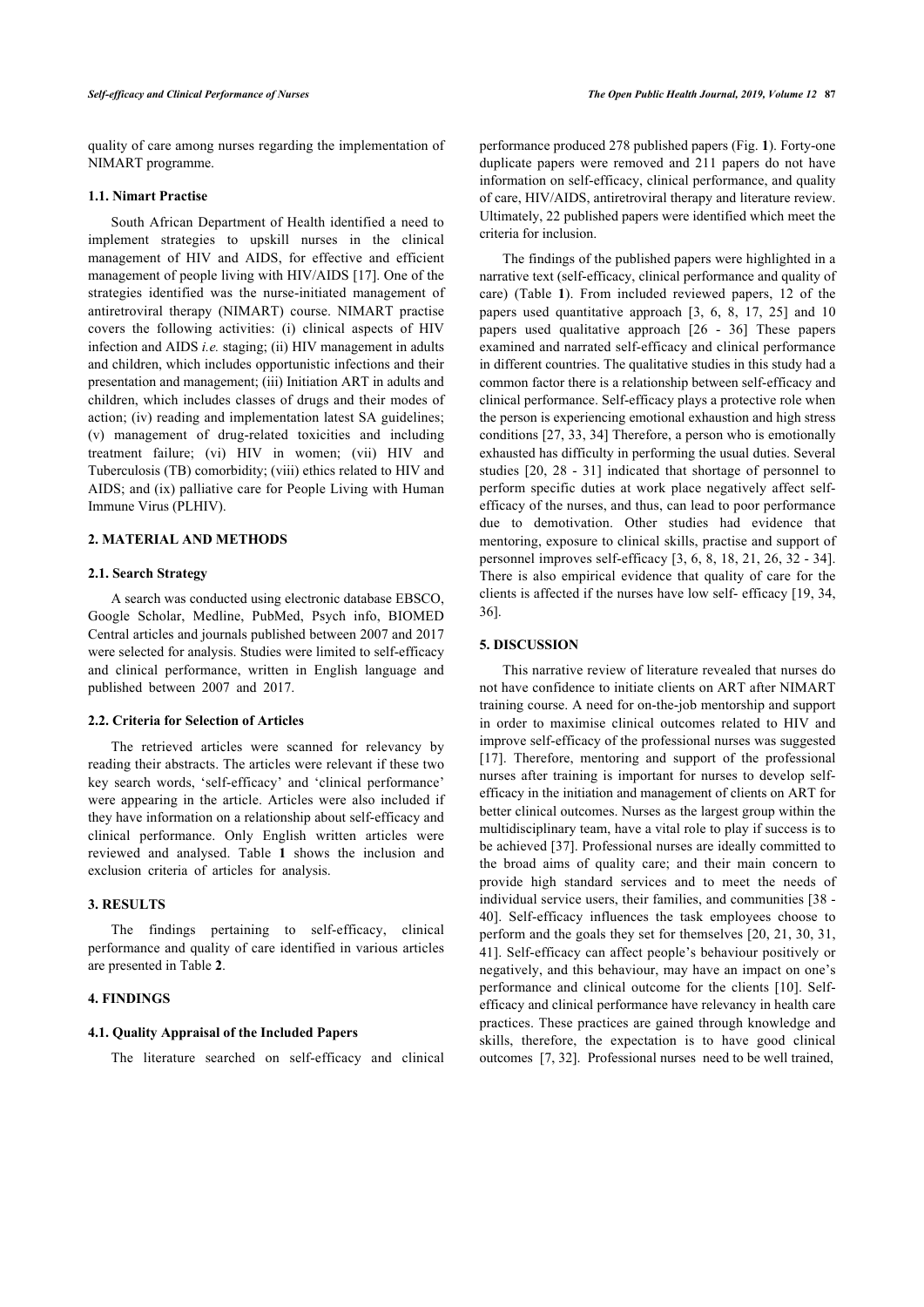quality of care among nurses regarding the implementation of NIMART programme.

### 1.1. Nimart Practise

South African Department of Health identified a need to implement strategies to upskill nurses in the clinical management of HIV and AIDS, for effective and efficient management of people living with HIV/AIDS [17]. One of the strategies identified was the nurse-initiated management of antiretroviral therapy (NIMART) course. NIMART practise covers the following activities: (i) clinical aspects of HIV infection and AIDS *i.e.* staging; (ii) HIV management in adults and children, which includes opportunistic infections and their presentation and management; (iii) Initiation ART in adults and children, which includes classes of drugs and their modes of action; (iv) reading and implementation latest SA guidelines; (v) management of drug-related toxicities and including treatment failure; (vi) HIV in women; (vii) HIV and Tuberculosis (TB) comorbidity; (viii) ethics related to HIV and AIDS; and (ix) palliative care for People Living with Human Immune Virus (PLHIV).

## 2. MATERIAL AND METHODS

### 2.1. Search Strategy

A search was conducted using electronic database EBSCO, Google Scholar, Medline, PubMed, Psych info, BIOMED Central articles and journals published between 2007 and 2017 were selected for analysis. Studies were limited to self-efficacy and clinical performance, written in English language and published between 2007 and 2017.

### 2.2. Criteria for Selection of Articles

The retrieved articles were scanned for relevancy by reading their abstracts. The articles were relevant if these two key search words, 'self-efficacy' and 'clinical performance' were appearing in the article. Articles were also included if they have information on a relationship about self-efficacy and clinical performance. Only English written articles were reviewed and analysed. Table **1** shows the inclusion and exclusion criteria of articles for analysis.

## 3. RESULTS

The findings pertaining to self-efficacy, clinical performance and quality of care identified in various articles are presented in Table **2**.

## 4. FINDINGS

### 4.1. Quality Appraisal of the Included Papers

The literature searched on self-efficacy and clinical performance produced 278 published papers (Fig. **1**). Forty-one duplicate papers were removed and 211 papers do not have information on self-efficacy, clinical performance, and quality of care, HIV/AIDS, antiretroviral therapy and literature review. Ultimately, 22 published papers were identified which meet the criteria for inclusion.

The findings of the published papers were highlighted in a narrative text (self-efficacy, clinical performance and quality of care) (Table **1**). From included reviewed papers, 12 of the papers used quantitative approach [3, 6, 8, 17, 25] and 10 papers used qualitative approach [26 - 36] These papers examined and narrated self-efficacy and clinical performance in different countries. The qualitative studies in this study had a common factor there is a relationship between self-efficacy and clinical performance. Self-efficacy plays a protective role when the person is experiencing emotional exhaustion and high stress conditions [27, 33, 34] Therefore, a person who is emotionally exhausted has difficulty in performing the usual duties. Several studies [20, 28 - 31] indicated that shortage of personnel to perform specific duties at work place negatively affect self-efficacy of the nurses, and thus, can lead to poor performance due to demotivation. Other studies had evidence that mentoring, exposure to clinical skills, practise and support of personnel improves self-efficacy [3, 6, 8, 18, 21, 26, 32 - 34]. There is also empirical evidence that quality of care for the clients is affected if the nurses have low self- efficacy [19, 34, 36].

## 5. DISCUSSION

This narrative review of literature revealed that nurses do not have confidence to initiate clients on ART after NIMART training course. A need for on-the-job mentorship and support in order to maximise clinical outcomes related to HIV and improve self-efficacy of the professional nurses was suggested [17]. Therefore, mentoring and support of the professional nurses after training is important for nurses to develop self-efficacy in the initiation and management of clients on ART for better clinical outcomes. Nurses as the largest group within the multidisciplinary team, have a vital role to play if success is to be achieved [37]. Professional nurses are ideally committed to the broad aims of quality care; and their main concern to provide high standard services and to meet the needs of individual service users, their families, and communities [38 - 40]. Self-efficacy influences the task employees choose to perform and the goals they set for themselves [20, 21, 30, 31, 41]. Self-efficacy can affect people's behaviour positively or negatively, and this behaviour, may have an impact on one's performance and clinical outcome for the clients [10]. Self-efficacy and clinical performance have relevancy in health care practices. These practices are gained through knowledge and skills, therefore, the expectation is to have good clinical outcomes [7, 32]. Professional nurses need to be well trained,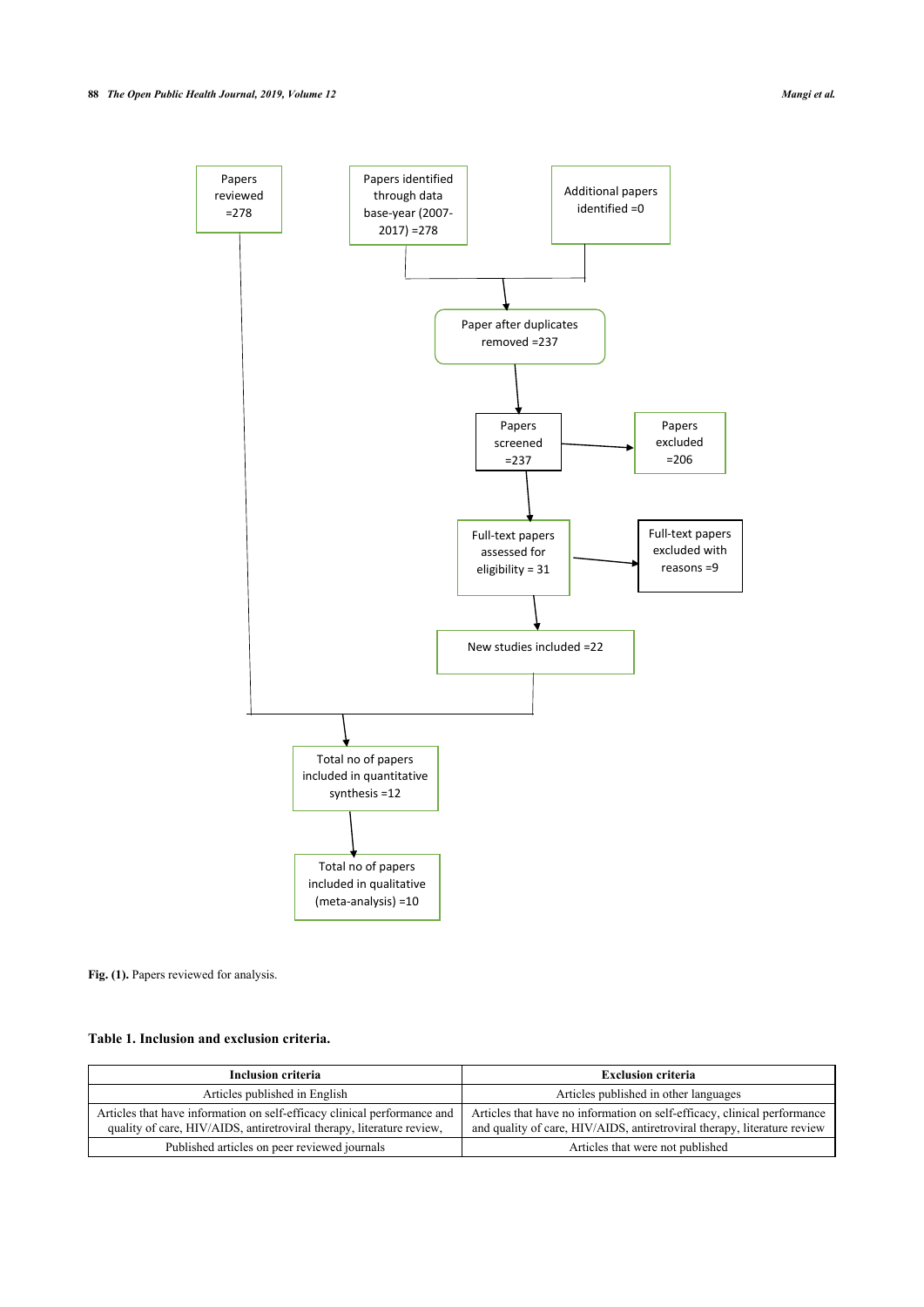Papers reviewed =278

Papers identified through data base-year (2007-2017) =278

Additional papers identified =0

Paper after duplicates removed =237

Papers screened =237

Papers excluded =206

Full-text papers assessed for eligibility = 31

Full-text papers excluded with reasons =9

New studies included =22

Total no of papers included in quantitative synthesis =12

Total no of papers included in qualitative (meta-analysis) =10

**Fig. (1).** Papers reviewed for analysis.

**Table 1. Inclusion and exclusion criteria.**

| Inclusion criteria | Exclusion criteria |
|---|---|
| Articles published in English | Articles published in other languages |
| Articles that have information on self-efficacy clinical performance and quality of care, HIV/AIDS, antiretroviral therapy, literature review, | Articles that have no information on self-efficacy, clinical performance and quality of care, HIV/AIDS, antiretroviral therapy, literature review |
| Published articles on peer reviewed journals | Articles that were not published |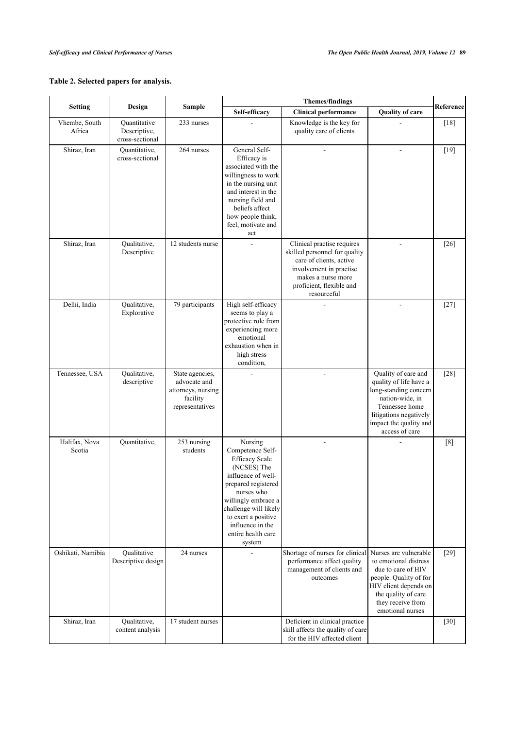**Table 2. Selected papers for analysis.**

| Setting | Design | Sample | Themes/findings | | | Reference |
|---|---|---|---|---|---|---|
| | | | Self-efficacy | Clinical performance | Quality of care | |
| Vhembe, South Africa | Quantitative Descriptive, cross-sectional | 233 nurses | - | Knowledge is the key for quality care of clients | - | [18] |
| Shiraz, Iran | Quantitative, cross-sectional | 264 nurses | General Self-Efficacy is associated with the willingness to work in the nursing unit and interest in the nursing field and beliefs affect how people think, feel, motivate and act | - | - | [19] |
| Shiraz, Iran | Qualitative, Descriptive | 12 students nurse | - | Clinical practise requires skilled personnel for quality care of clients, active involvement in practise makes a nurse more proficient, flexible and resourceful | - | [26] |
| Delhi, India | Qualitative, Explorative | 79 participants | High self-efficacy seems to play a protective role from experiencing more emotional exhaustion when in high stress condition, | - | - | [27] |
| Tennessee, USA | Qualitative, descriptive | State agencies, advocate and attorneys, nursing facility representatives | - | - | Quality of care and quality of life have a long-standing concern nation-wide, in Tennessee home litigations negatively impact the quality and access of care | [28] |
| Halifax, Nova Scotia | Quantitative, | 253 nursing students | Nursing Competence Self-Efficacy Scale (NCSES) The influence of well-prepared registered nurses who willingly embrace a challenge will likely to exert a positive influence in the entire health care system | - | - | [8] |
| Oshikati, Namibia | Qualitative Descriptive design | 24 nurses | - | Shortage of nurses for clinical performance affect quality management of clients and outcomes | Nurses are vulnerable to emotional distress due to care of HIV people. Quality of for HIV client depends on the quality of care they receive from emotional nurses | [29] |
| Shiraz, Iran | Qualitative, content analysis | 17 student nurses | | Deficient in clinical practice skill affects the quality of care for the HIV affected client | | [30] |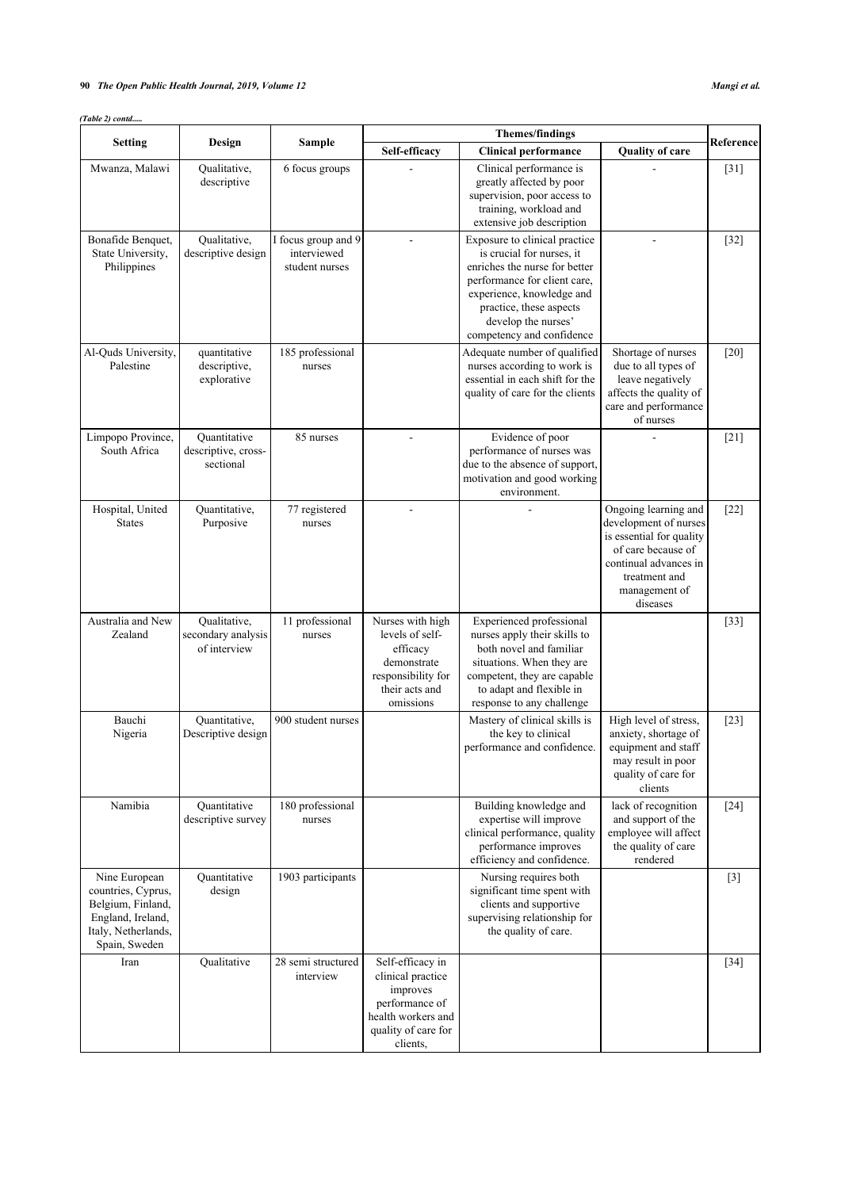*(Table 2) contd.....*

| Setting | Design | Sample | Themes/findings | | | Reference |
|---|---|---|---|---|---|---|
| | | | Self-efficacy | Clinical performance | Quality of care | |
| Mwanza, Malawi | Qualitative, descriptive | 6 focus groups | - | Clinical performance is greatly affected by poor supervision, poor access to training, workload and extensive job description | - | [31] |
| Bonafide Benquet, State University, Philippines | Qualitative, descriptive design | I focus group and 9 interviewed student nurses | - | Exposure to clinical practice is crucial for nurses, it enriches the nurse for better performance for client care, experience, knowledge and practice, these aspects develop the nurses' competency and confidence | - | [32] |
| Al-Quds University, Palestine | quantitative descriptive, explorative | 185 professional nurses | | Adequate number of qualified nurses according to work is essential in each shift for the quality of care for the clients | Shortage of nurses due to all types of leave negatively affects the quality of care and performance of nurses | [20] |
| Limpopo Province, South Africa | Quantitative descriptive, cross-sectional | 85 nurses | - | Evidence of poor performance of nurses was due to the absence of support, motivation and good working environment. | - | [21] |
| Hospital, United States | Quantitative, Purposive | 77 registered nurses | - | - | Ongoing learning and development of nurses is essential for quality of care because of continual advances in treatment and management of diseases | [22] |
| Australia and New Zealand | Qualitative, secondary analysis of interview | 11 professional nurses | Nurses with high levels of self-efficacy demonstrate responsibility for their acts and omissions | Experienced professional nurses apply their skills to both novel and familiar situations. When they are competent, they are capable to adapt and flexible in response to any challenge | | [33] |
| Bauchi Nigeria | Quantitative, Descriptive design | 900 student nurses | | Mastery of clinical skills is the key to clinical performance and confidence. | High level of stress, anxiety, shortage of equipment and staff may result in poor quality of care for clients | [23] |
| Namibia | Quantitative descriptive survey | 180 professional nurses | | Building knowledge and expertise will improve clinical performance, quality performance improves efficiency and confidence. | lack of recognition and support of the employee will affect the quality of care rendered | [24] |
| Nine European countries, Cyprus, Belgium, Finland, England, Ireland, Italy, Netherlands, Spain, Sweden | Quantitative design | 1903 participants | | Nursing requires both significant time spent with clients and supportive supervising relationship for the quality of care. | | [3] |
| Iran | Qualitative | 28 semi structured interview | Self-efficacy in clinical practice improves performance of health workers and quality of care for clients, | | | [34] |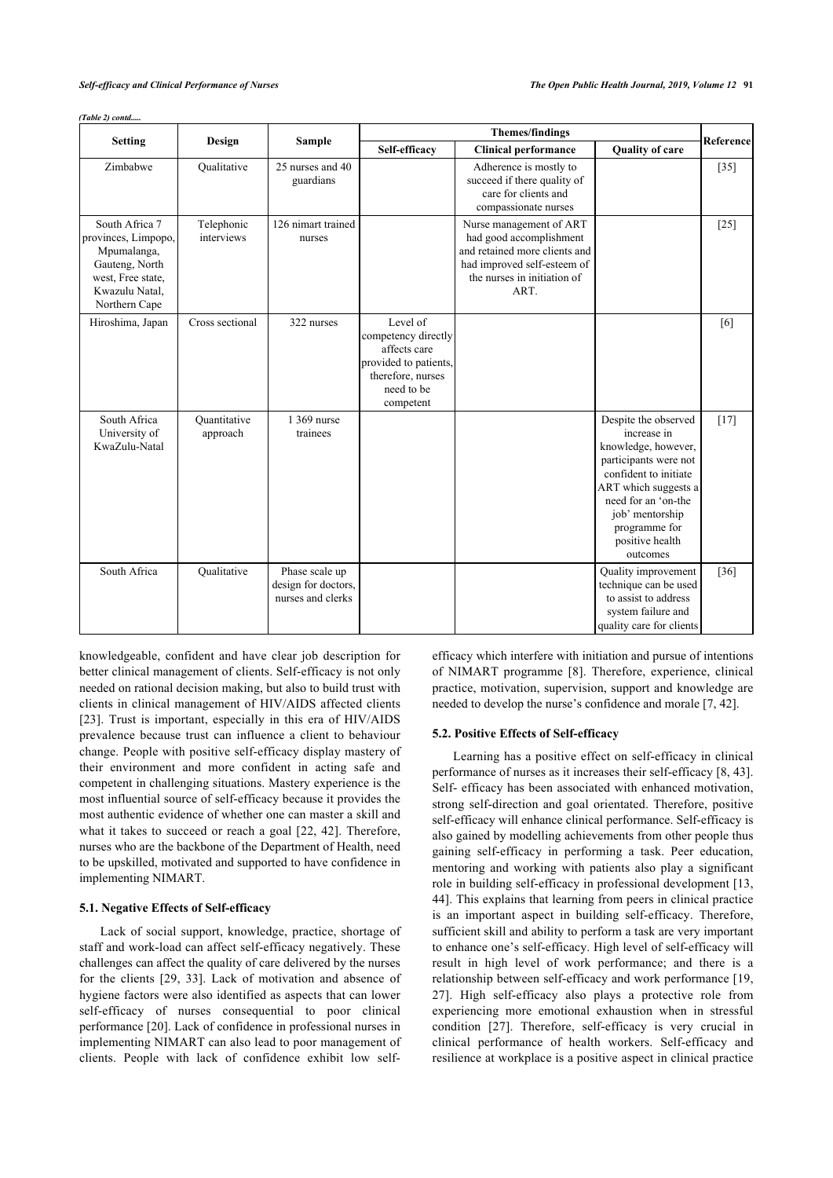*(Table 2) contd.....*

| Setting | Design | Sample | Themes/findings | | | Reference |
|---|---|---|---|---|---|---|
| | | | Self-efficacy | Clinical performance | Quality of care | |
| Zimbabwe | Qualitative | 25 nurses and 40 guardians | | Adherence is mostly to succeed if there quality of care for clients and compassionate nurses | | [35] |
| South Africa 7 provinces, Limpopo, Mpumalanga, Gauteng, North west, Free state, Kwazulu Natal, Northern Cape | Telephonic interviews | 126 nimart trained nurses | | Nurse management of ART had good accomplishment and retained more clients and had improved self-esteem of the nurses in initiation of ART. | | [25] |
| Hiroshima, Japan | Cross sectional | 322 nurses | Level of competency directly affects care provided to patients, therefore, nurses need to be competent | | | [6] |
| South Africa University of KwaZulu-Natal | Quantitative approach | 1 369 nurse trainees | | | Despite the observed increase in knowledge, however, participants were not confident to initiate ART which suggests a need for an 'on-the job' mentorship programme for positive health outcomes | [17] |
| South Africa | Qualitative | Phase scale up design for doctors, nurses and clerks | | | Quality improvement technique can be used to assist to address system failure and quality care for clients | [36] |

knowledgeable, confident and have clear job description for better clinical management of clients. Self-efficacy is not only needed on rational decision making, but also to build trust with clients in clinical management of HIV/AIDS affected clients [23]. Trust is important, especially in this era of HIV/AIDS prevalence because trust can influence a client to behaviour change. People with positive self-efficacy display mastery of their environment and more confident in acting safe and competent in challenging situations. Mastery experience is the most influential source of self-efficacy because it provides the most authentic evidence of whether one can master a skill and what it takes to succeed or reach a goal [22, 42]. Therefore, nurses who are the backbone of the Department of Health, need to be upskilled, motivated and supported to have confidence in implementing NIMART.

### 5.1. Negative Effects of Self-efficacy

Lack of social support, knowledge, practice, shortage of staff and work-load can affect self-efficacy negatively. These challenges can affect the quality of care delivered by the nurses for the clients [29, 33]. Lack of motivation and absence of hygiene factors were also identified as aspects that can lower self-efficacy of nurses consequential to poor clinical performance [20]. Lack of confidence in professional nurses in implementing NIMART can also lead to poor management of clients. People with lack of confidence exhibit low self-efficacy which interfere with initiation and pursue of intentions of NIMART programme [8]. Therefore, experience, clinical practice, motivation, supervision, support and knowledge are needed to develop the nurse's confidence and morale [7, 42].

### 5.2. Positive Effects of Self-efficacy

Learning has a positive effect on self-efficacy in clinical performance of nurses as it increases their self-efficacy [8, 43]. Self- efficacy has been associated with enhanced motivation, strong self-direction and goal orientated. Therefore, positive self-efficacy will enhance clinical performance. Self-efficacy is also gained by modelling achievements from other people thus gaining self-efficacy in performing a task. Peer education, mentoring and working with patients also play a significant role in building self-efficacy in professional development [13, 44]. This explains that learning from peers in clinical practice is an important aspect in building self-efficacy. Therefore, sufficient skill and ability to perform a task are very important to enhance one's self-efficacy. High level of self-efficacy will result in high level of work performance; and there is a relationship between self-efficacy and work performance [19, 27]. High self-efficacy also plays a protective role from experiencing more emotional exhaustion when in stressful condition [27]. Therefore, self-efficacy is very crucial in clinical performance of health workers. Self-efficacy and resilience at workplace is a positive aspect in clinical practice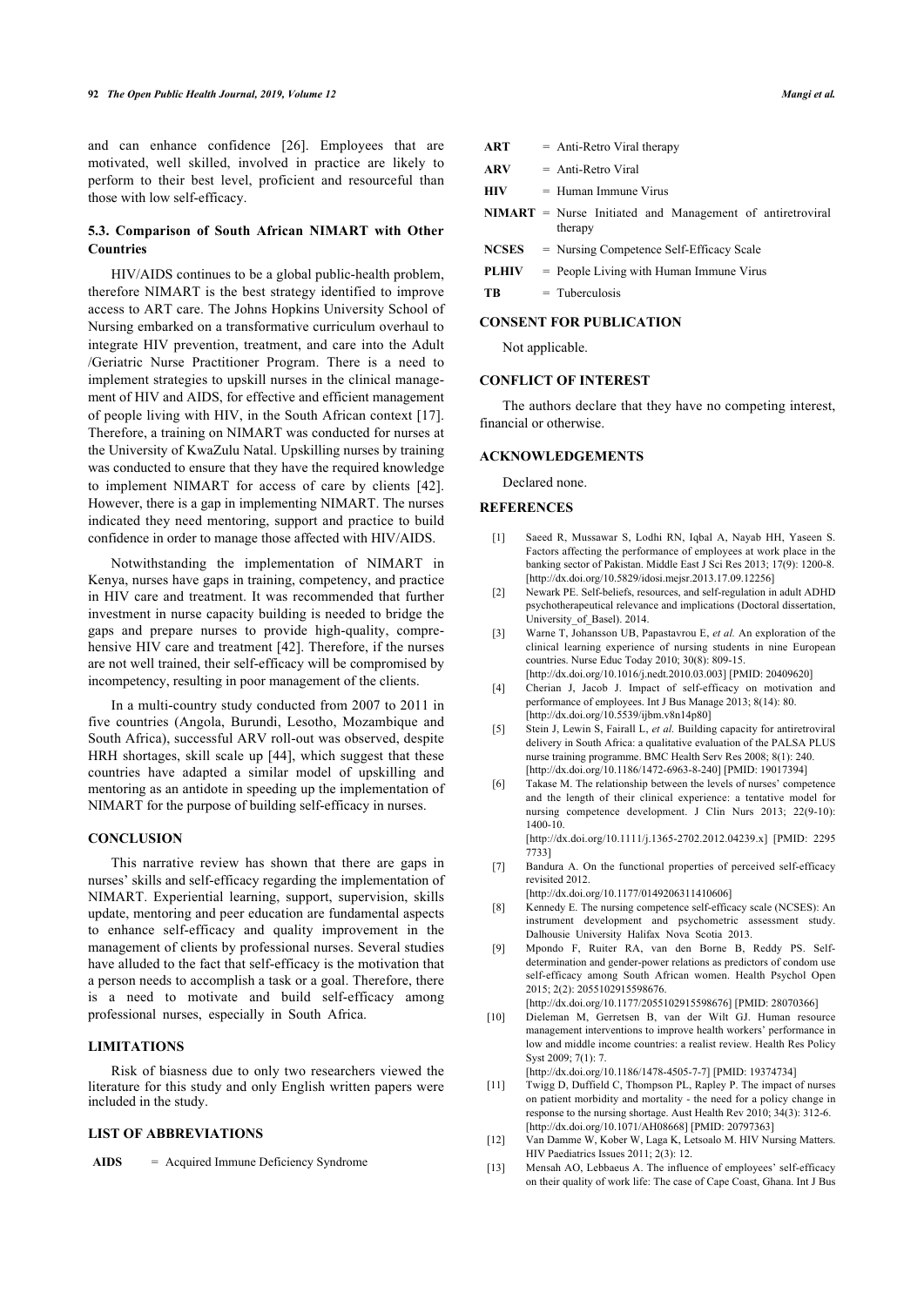and can enhance confidence [26]. Employees that are motivated, well skilled, involved in practice are likely to perform to their best level, proficient and resourceful than those with low self-efficacy.

### 5.3. Comparison of South African NIMART with Other Countries

HIV/AIDS continues to be a global public-health problem, therefore NIMART is the best strategy identified to improve access to ART care. The Johns Hopkins University School of Nursing embarked on a transformative curriculum overhaul to integrate HIV prevention, treatment, and care into the Adult /Geriatric Nurse Practitioner Program. There is a need to implement strategies to upskill nurses in the clinical management of HIV and AIDS, for effective and efficient management of people living with HIV, in the South African context [17]. Therefore, a training on NIMART was conducted for nurses at the University of KwaZulu Natal. Upskilling nurses by training was conducted to ensure that they have the required knowledge to implement NIMART for access of care by clients [42]. However, there is a gap in implementing NIMART. The nurses indicated they need mentoring, support and practice to build confidence in order to manage those affected with HIV/AIDS.

Notwithstanding the implementation of NIMART in Kenya, nurses have gaps in training, competency, and practice in HIV care and treatment. It was recommended that further investment in nurse capacity building is needed to bridge the gaps and prepare nurses to provide high-quality, comprehensive HIV care and treatment [42]. Therefore, if the nurses are not well trained, their self-efficacy will be compromised by incompetency, resulting in poor management of the clients.

In a multi-country study conducted from 2007 to 2011 in five countries (Angola, Burundi, Lesotho, Mozambique and South Africa), successful ARV roll-out was observed, despite HRH shortages, skill scale up [44], which suggest that these countries have adapted a similar model of upskilling and mentoring as an antidote in speeding up the implementation of NIMART for the purpose of building self-efficacy in nurses.

## CONCLUSION

This narrative review has shown that there are gaps in nurses' skills and self-efficacy regarding the implementation of NIMART. Experiential learning, support, supervision, skills update, mentoring and peer education are fundamental aspects to enhance self-efficacy and quality improvement in the management of clients by professional nurses. Several studies have alluded to the fact that self-efficacy is the motivation that a person needs to accomplish a task or a goal. Therefore, there is a need to motivate and build self-efficacy among professional nurses, especially in South Africa.

## LIMITATIONS

Risk of biasness due to only two researchers viewed the literature for this study and only English written papers were included in the study.

## LIST OF ABBREVIATIONS

| | | |
|---|---|---|
| **AIDS** | = | Acquired Immune Deficiency Syndrome |
| **ART** | = | Anti-Retro Viral therapy |
| **ARV** | = | Anti-Retro Viral |
| **HIV** | = | Human Immune Virus |
| **NIMART** | = | Nurse Initiated and Management of antiretroviral therapy |
| **NCSES** | = | Nursing Competence Self-Efficacy Scale |
| **PLHIV** | = | People Living with Human Immune Virus |
| **TB** | = | Tuberculosis |

## CONSENT FOR PUBLICATION

Not applicable.

## CONFLICT OF INTEREST

The authors declare that they have no competing interest, financial or otherwise.

## ACKNOWLEDGEMENTS

Declared none.

## REFERENCES

[1] Saeed R, Mussawar S, Lodhi RN, Iqbal A, Nayab HH, Yaseen S. Factors affecting the performance of employees at work place in the banking sector of Pakistan. Middle East J Sci Res 2013; 17(9): 1200-8. [http://dx.doi.org/10.5829/idosi.mejsr.2013.17.09.12256]

[2] Newark PE. Self-beliefs, resources, and self-regulation in adult ADHD psychotherapeutical relevance and implications (Doctoral dissertation, University_of_Basel). 2014.

[3] Warne T, Johansson UB, Papastavrou E, *et al.* An exploration of the clinical learning experience of nursing students in nine European countries. Nurse Educ Today 2010; 30(8): 809-15. [http://dx.doi.org/10.1016/j.nedt.2010.03.003] [PMID: 20409620]

[4] Cherian J, Jacob J. Impact of self-efficacy on motivation and performance of employees. Int J Bus Manage 2013; 8(14): 80. [http://dx.doi.org/10.5539/ijbm.v8n14p80]

[5] Stein J, Lewin S, Fairall L, *et al.* Building capacity for antiretroviral delivery in South Africa: a qualitative evaluation of the PALSA PLUS nurse training programme. BMC Health Serv Res 2008; 8(1): 240. [http://dx.doi.org/10.1186/1472-6963-8-240] [PMID: 19017394]

[6] Takase M. The relationship between the levels of nurses' competence and the length of their clinical experience: a tentative model for nursing competence development. J Clin Nurs 2013; 22(9-10): 1400-10. [http://dx.doi.org/10.1111/j.1365-2702.2012.04239.x] [PMID: 22957733]

[7] Bandura A. On the functional properties of perceived self-efficacy revisited 2012. [http://dx.doi.org/10.1177/0149206311410606]

[8] Kennedy E. The nursing competence self-efficacy scale (NCSES): An instrument development and psychometric assessment study. Dalhousie University Halifax Nova Scotia 2013.

[9] Mpondo F, Ruiter RA, van den Borne B, Reddy PS. Self-determination and gender-power relations as predictors of condom use self-efficacy among South African women. Health Psychol Open 2015; 2(2): 2055102915598676. [http://dx.doi.org/10.1177/2055102915598676] [PMID: 28070366]

[10] Dieleman M, Gerretsen B, van der Wilt GJ. Human resource management interventions to improve health workers' performance in low and middle income countries: a realist review. Health Res Policy Syst 2009; 7(1): 7. [http://dx.doi.org/10.1186/1478-4505-7-7] [PMID: 19374734]

[11] Twigg D, Duffield C, Thompson PL, Rapley P. The impact of nurses on patient morbidity and mortality - the need for a policy change in response to the nursing shortage. Aust Health Rev 2010; 34(3): 312-6. [http://dx.doi.org/10.1071/AH08668] [PMID: 20797363]

[12] Van Damme W, Kober W, Laga K, Letsoalo M. HIV Nursing Matters. HIV Paediatrics Issues 2011; 2(3): 12.

[13] Mensah AO, Lebbaeus A. The influence of employees' self-efficacy on their quality of work life: The case of Cape Coast, Ghana. Int J Bus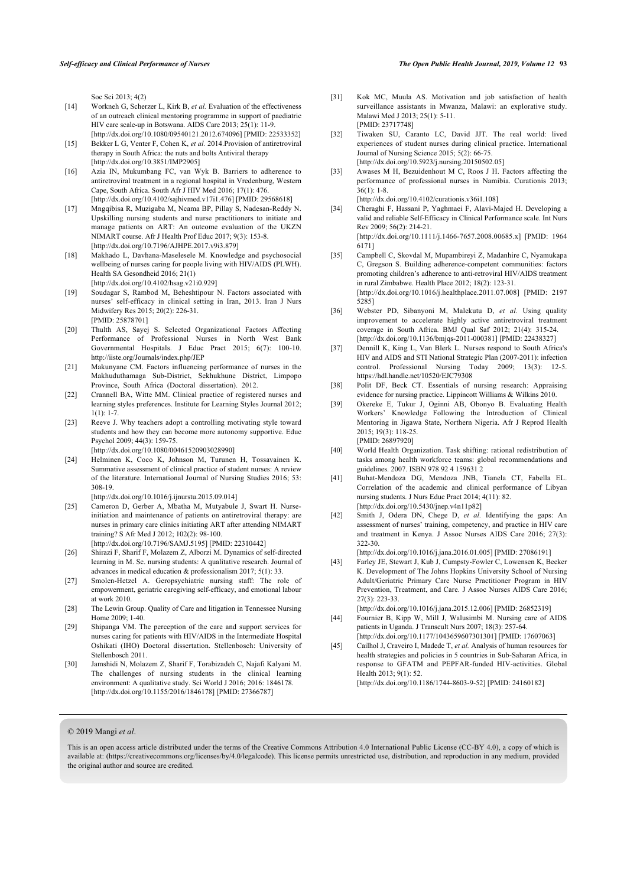Soc Sci 2013; 4(2)

[14] Workneh G, Scherzer L, Kirk B, *et al.* Evaluation of the effectiveness of an outreach clinical mentoring programme in support of paediatric HIV care scale-up in Botswana. AIDS Care 2013; 25(1): 11-9. [http://dx.doi.org/10.1080/09540121.2012.674096] [PMID: 22533352]

[15] Bekker L G, Venter F, Cohen K, *et al.* 2014.Provision of antiretroviral therapy in South Africa: the nuts and bolts Antiviral therapy [http://dx.doi.org/10.3851/IMP2905]

[16] Azia IN, Mukumbang FC, van Wyk B. Barriers to adherence to antiretroviral treatment in a regional hospital in Vredenburg, Western Cape, South Africa. South Afr J HIV Med 2016; 17(1): 476. [http://dx.doi.org/10.4102/sajhivmed.v17i1.476] [PMID: 29568618]

[17] Mngqibisa R, Muzigaba M, Ncama BP, Pillay S, Nadesan-Reddy N. Upskilling nursing students and nurse practitioners to initiate and manage patients on ART: An outcome evaluation of the UKZN NIMART course. Afr J Health Prof Educ 2017; 9(3): 153-8. [http://dx.doi.org/10.7196/AJHPE.2017.v9i3.879]

[18] Makhado L, Davhana-Maselesele M. Knowledge and psychosocial wellbeing of nurses caring for people living with HIV/AIDS (PLWH). Health SA Gesondheid 2016; 21(1) [http://dx.doi.org/10.4102/hsag.v21i0.929]

[19] Soudagar S, Rambod M, Beheshtipour N. Factors associated with nurses' self-efficacy in clinical setting in Iran, 2013. Iran J Nurs Midwifery Res 2015; 20(2): 226-31. [PMID: 25878701]

[20] Thulth AS, Sayej S. Selected Organizational Factors Affecting Performance of Professional Nurses in North West Bank Governmental Hospitals. J Educ Pract 2015; 6(7): 100-10. http://iiste.org/Journals/index.php/JEP

[21] Makunyane CM. Factors influencing performance of nurses in the Makhuduthamaga Sub-District, Sekhukhune District, Limpopo Province, South Africa (Doctoral dissertation). 2012.

[22] Crannell BA, Witte MM. Clinical practice of registered nurses and learning styles preferences. Institute for Learning Styles Journal 2012; 1(1): 1-7.

[23] Reeve J. Why teachers adopt a controlling motivating style toward students and how they can become more autonomy supportive. Educ Psychol 2009; 44(3): 159-75. [http://dx.doi.org/10.1080/00461520903028990]

[24] Helminen K, Coco K, Johnson M, Turunen H, Tossavainen K. Summative assessment of clinical practice of student nurses: A review of the literature. International Journal of Nursing Studies 2016; 53: 308-19. [http://dx.doi.org/10.1016/j.ijnurstu.2015.09.014]

[25] Cameron D, Gerber A, Mbatha M, Mutyabule J, Swart H. Nurse-initiation and maintenance of patients on antiretroviral therapy: are nurses in primary care clinics initiating ART after attending NIMART training? S Afr Med J 2012; 102(2): 98-100. [http://dx.doi.org/10.7196/SAMJ.5195] [PMID: 22310442]

[26] Shirazi F, Sharif F, Molazem Z, Alborzi M. Dynamics of self-directed learning in M. Sc. nursing students: A qualitative research. Journal of advances in medical education & professionalism 2017; 5(1): 33.

[27] Smolen-Hetzel A. Geropsychiatric nursing staff: The role of empowerment, geriatric caregiving self-efficacy, and emotional labour at work 2010.

[28] The Lewin Group. Quality of Care and litigation in Tennessee Nursing Home 2009; 1-40.

[29] Shipanga VM. The perception of the care and support services for nurses caring for patients with HIV/AIDS in the Intermediate Hospital Oshikati (IHO) Doctoral dissertation. Stellenbosch: University of Stellenbosch 2011.

[30] Jamshidi N, Molazem Z, Sharif F, Torabizadeh C, Najafi Kalyani M. The challenges of nursing students in the clinical learning environment: A qualitative study. Sci World J 2016; 2016: 1846178. [http://dx.doi.org/10.1155/2016/1846178] [PMID: 27366787]

[31] Kok MC, Muula AS. Motivation and job satisfaction of health surveillance assistants in Mwanza, Malawi: an explorative study. Malawi Med J 2013; 25(1): 5-11. [PMID: 23717748]

[32] Tiwaken SU, Caranto LC, David JJT. The real world: lived experiences of student nurses during clinical practice. International Journal of Nursing Science 2015; 5(2): 66-75. [http://dx.doi.org/10.5923/j.nursing.20150502.05]

[33] Awases M H, Bezuidenhout M C, Roos J H. Factors affecting the performance of professional nurses in Namibia. Curationis 2013; 36(1): 1-8. [http://dx.doi.org/10.4102/curationis.v36i1.108]

[34] Cheraghi F, Hassani P, Yaghmaei F, Alavi-Majed H. Developing a valid and reliable Self-Efficacy in Clinical Performance scale. Int Nurs Rev 2009; 56(2): 214-21. [http://dx.doi.org/10.1111/j.1466-7657.2008.00685.x] [PMID: 19646171]

[35] Campbell C, Skovdal M, Mupambireyi Z, Madanhire C, Nyamukapa C, Gregson S. Building adherence-competent communities: factors promoting children's adherence to anti-retroviral HIV/AIDS treatment in rural Zimbabwe. Health Place 2012; 18(2): 123-31. [http://dx.doi.org/10.1016/j.healthplace.2011.07.008] [PMID: 21975285]

[36] Webster PD, Sibanyoni M, Malekutu D, *et al.* Using quality improvement to accelerate highly active antiretroviral treatment coverage in South Africa. BMJ Qual Saf 2012; 21(4): 315-24. [http://dx.doi.org/10.1136/bmjqs-2011-000381] [PMID: 22438327]

[37] Dennill K, King L, Van Blerk L. Nurses respond to South Africa's HIV and AIDS and STI National Strategic Plan (2007-2011): infection control. Professional Nursing Today 2009; 13(3): 12-5. https://hdl.handle.net/10520/EJC79308

[38] Polit DF, Beck CT. Essentials of nursing research: Appraising evidence for nursing practice. Lippincott Williams & Wilkins 2010.

[39] Okereke E, Tukur J, Oginni AB, Obonyo B. Evaluating Health Workers' Knowledge Following the Introduction of Clinical Mentoring in Jigawa State, Northern Nigeria. Afr J Reprod Health 2015; 19(3): 118-25. [PMID: 26897920]

[40] World Health Organization. Task shifting: rational redistribution of tasks among health workforce teams: global recommendations and guidelines. 2007. ISBN 978 92 4 159631 2

[41] Buhat-Mendoza DG, Mendoza JNB, Tianela CT, Fabella EL. Correlation of the academic and clinical performance of Libyan nursing students. J Nurs Educ Pract 2014; 4(11): 82. [http://dx.doi.org/10.5430/jnep.v4n11p82]

[42] Smith J, Odera DN, Chege D, *et al.* Identifying the gaps: An assessment of nurses' training, competency, and practice in HIV care and treatment in Kenya. J Assoc Nurses AIDS Care 2016; 27(3): 322-30. [http://dx.doi.org/10.1016/j.jana.2016.01.005] [PMID: 27086191]

[43] Farley JE, Stewart J, Kub J, Cumpsty-Fowler C, Lowensen K, Becker K. Development of The Johns Hopkins University School of Nursing Adult/Geriatric Primary Care Nurse Practitioner Program in HIV Prevention, Treatment, and Care. J Assoc Nurses AIDS Care 2016; 27(3): 223-33. [http://dx.doi.org/10.1016/j.jana.2015.12.006] [PMID: 26852319]

[44] Fournier B, Kipp W, Mill J, Walusimbi M. Nursing care of AIDS patients in Uganda. J Transcult Nurs 2007; 18(3): 257-64. [http://dx.doi.org/10.1177/1043659607301301] [PMID: 17607063]

[45] Cailhol J, Craveiro I, Madede T, *et al.* Analysis of human resources for health strategies and policies in 5 countries in Sub-Saharan Africa, in response to GFATM and PEPFAR-funded HIV-activities. Global Health 2013; 9(1): 52. [http://dx.doi.org/10.1186/1744-8603-9-52] [PMID: 24160182]

© 2019 Mangi *et al*.

This is an open access article distributed under the terms of the Creative Commons Attribution 4.0 International Public License (CC-BY 4.0), a copy of which is available at: (https://creativecommons.org/licenses/by/4.0/legalcode). This license permits unrestricted use, distribution, and reproduction in any medium, provided the original author and source are credited.